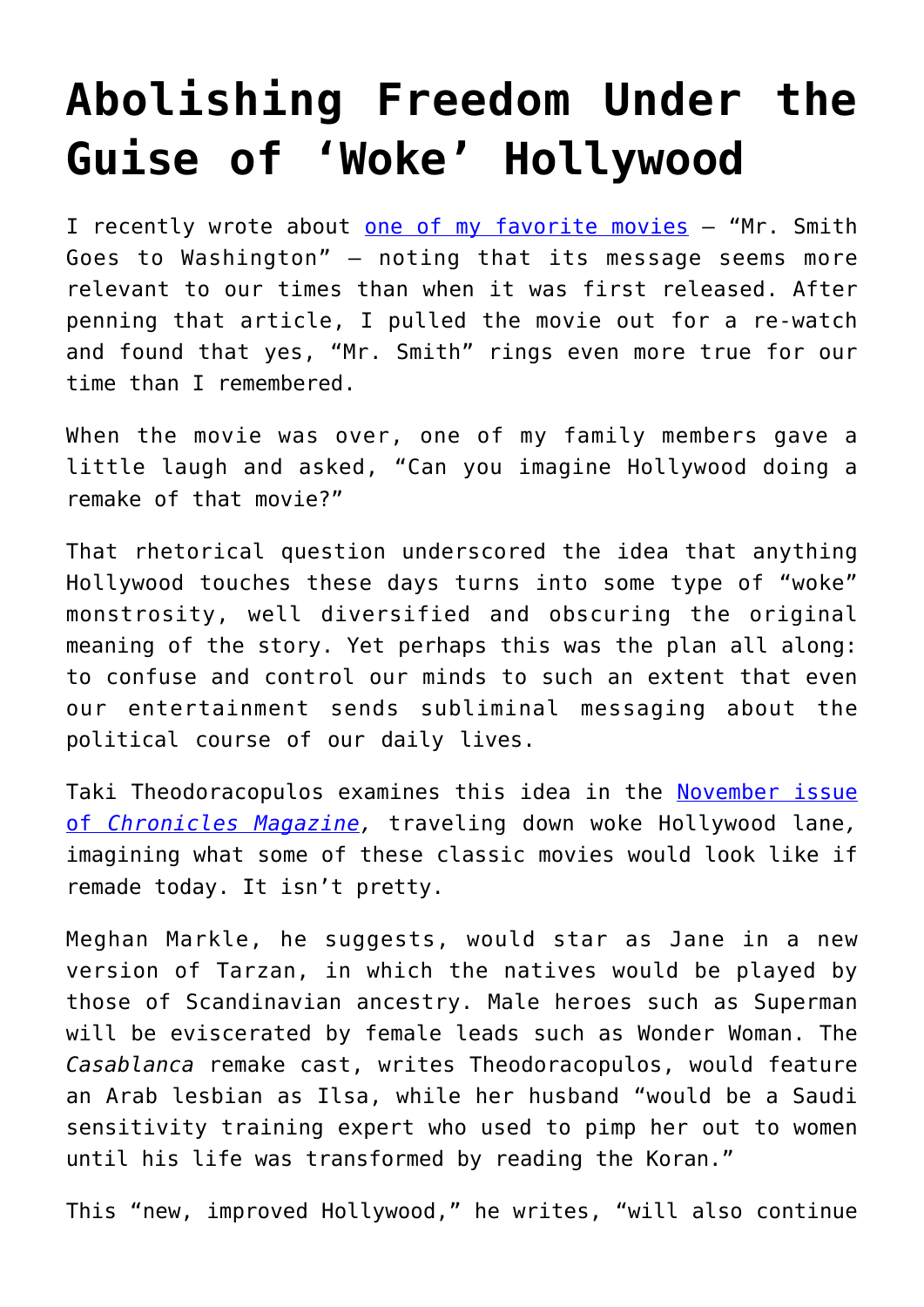# Abolishing Freedom Under the Guise of 'Woke' Hollywood

I recently wrote about [one of my favorite movies](#) – "Mr. Smith Goes to Washington" – noting that its message seems more relevant to our times than when it was first released. After penning that article, I pulled the movie out for a re-watch and found that yes, "Mr. Smith" rings even more true for our time than I remembered.

When the movie was over, one of my family members gave a little laugh and asked, "Can you imagine Hollywood doing a remake of that movie?"

That rhetorical question underscored the idea that anything Hollywood touches these days turns into some type of "woke" monstrosity, well diversified and obscuring the original meaning of the story. Yet perhaps this was the plan all along: to confuse and control our minds to such an extent that even our entertainment sends subliminal messaging about the political course of our daily lives.

Taki Theodoracopulos examines this idea in the [November issue of *Chronicles Magazine*](#), traveling down woke Hollywood lane, imagining what some of these classic movies would look like if remade today. It isn't pretty.

Meghan Markle, he suggests, would star as Jane in a new version of Tarzan, in which the natives would be played by those of Scandinavian ancestry. Male heroes such as Superman will be eviscerated by female leads such as Wonder Woman. The *Casablanca* remake cast, writes Theodoracopulos, would feature an Arab lesbian as Ilsa, while her husband "would be a Saudi sensitivity training expert who used to pimp her out to women until his life was transformed by reading the Koran."

This "new, improved Hollywood," he writes, "will also continue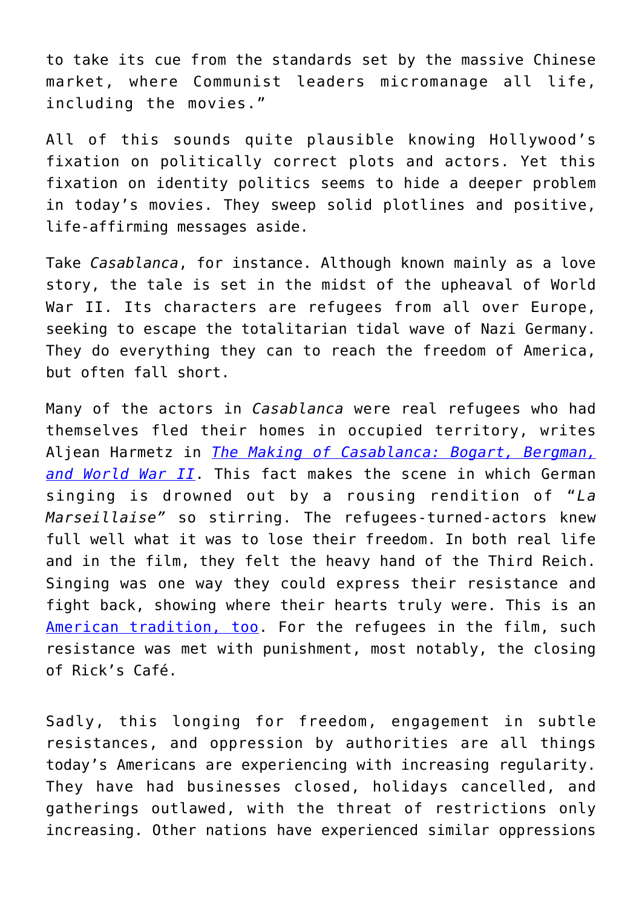to take its cue from the standards set by the massive Chinese market, where Communist leaders micromanage all life, including the movies."

All of this sounds quite plausible knowing Hollywood's fixation on politically correct plots and actors. Yet this fixation on identity politics seems to hide a deeper problem in today's movies. They sweep solid plotlines and positive, life-affirming messages aside.

Take *Casablanca*, for instance. Although known mainly as a love story, the tale is set in the midst of the upheaval of World War II. Its characters are refugees from all over Europe, seeking to escape the totalitarian tidal wave of Nazi Germany. They do everything they can to reach the freedom of America, but often fall short.

Many of the actors in *Casablanca* were real refugees who had themselves fled their homes in occupied territory, writes Aljean Harmetz in [*The Making of Casablanca: Bogart, Bergman, and World War II*](). This fact makes the scene in which German singing is drowned out by a rousing rendition of "*La Marseillaise*" so stirring. The refugees-turned-actors knew full well what it was to lose their freedom. In both real life and in the film, they felt the heavy hand of the Third Reich. Singing was one way they could express their resistance and fight back, showing where their hearts truly were. This is an [American tradition, too](). For the refugees in the film, such resistance was met with punishment, most notably, the closing of Rick's Café.

Sadly, this longing for freedom, engagement in subtle resistances, and oppression by authorities are all things today's Americans are experiencing with increasing regularity. They have had businesses closed, holidays cancelled, and gatherings outlawed, with the threat of restrictions only increasing. Other nations have experienced similar oppressions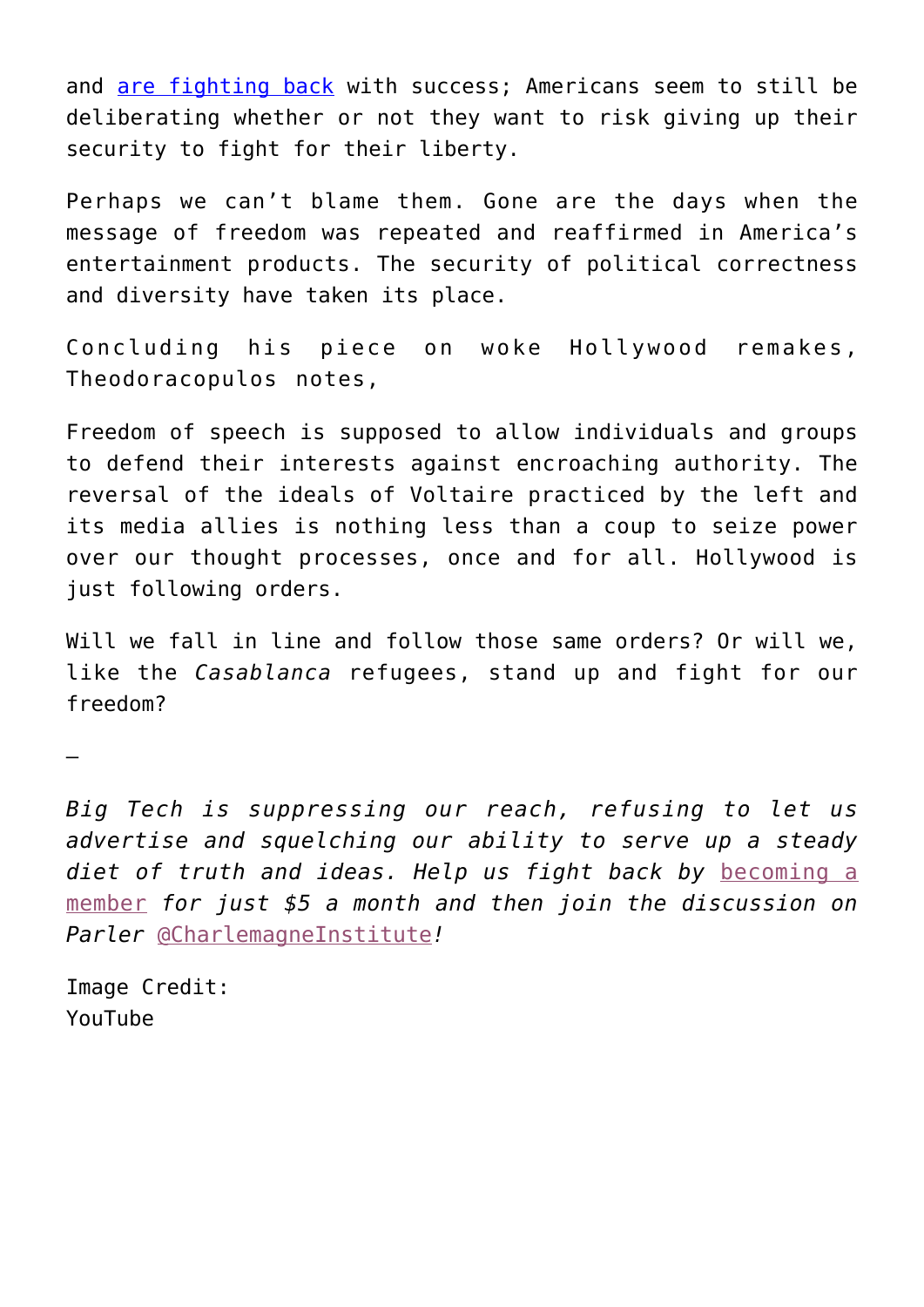and are fighting back with success; Americans seem to still be deliberating whether or not they want to risk giving up their security to fight for their liberty.

Perhaps we can't blame them. Gone are the days when the message of freedom was repeated and reaffirmed in America's entertainment products. The security of political correctness and diversity have taken its place.

Concluding his piece on woke Hollywood remakes, Theodoracopulos notes,

Freedom of speech is supposed to allow individuals and groups to defend their interests against encroaching authority. The reversal of the ideals of Voltaire practiced by the left and its media allies is nothing less than a coup to seize power over our thought processes, once and for all. Hollywood is just following orders.

Will we fall in line and follow those same orders? Or will we, like the *Casablanca* refugees, stand up and fight for our freedom?

—

*Big Tech is suppressing our reach, refusing to let us advertise and squelching our ability to serve up a steady diet of truth and ideas. Help us fight back by becoming a member for just $5 a month and then join the discussion on Parler @CharlemagneInstitute!*

Image Credit:
YouTube